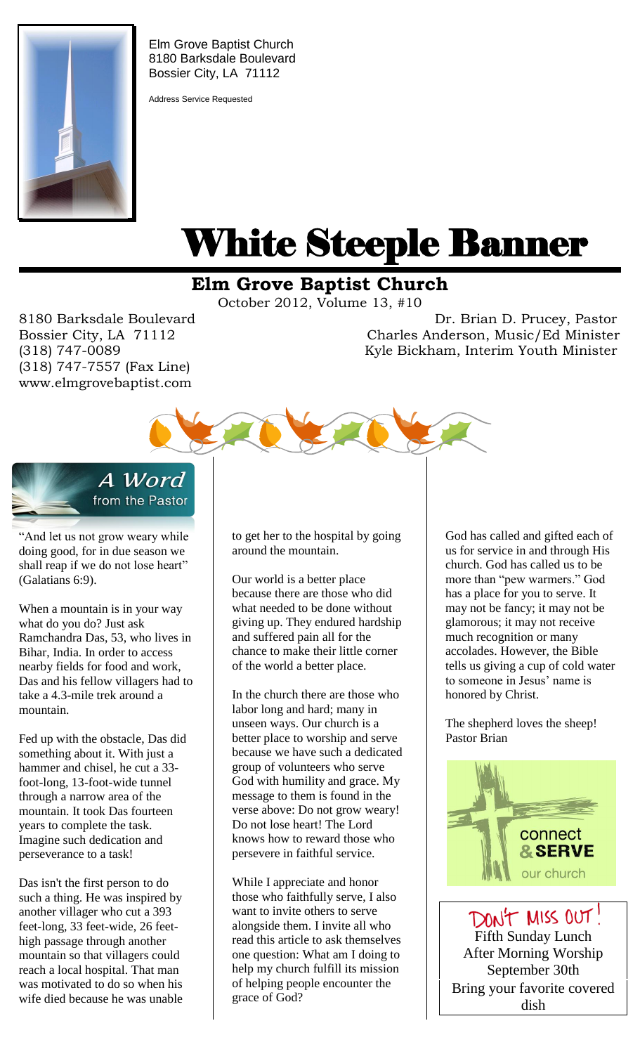Elm Grove Baptist Church
8180 Barksdale Boulevard
Bossier City, LA 71112

Address Service Requested

# White Steeple Banner

## Elm Grove Baptist Church

October 2012, Volume 13, #10

8180 Barksdale Boulevard
Bossier City, LA 71112
(318) 747-0089
(318) 747-7557 (Fax Line)
www.elmgrovebaptist.com

Dr. Brian D. Prucey, Pastor
Charles Anderson, Music/Ed Minister
Kyle Bickham, Interim Youth Minister

### A Word from the Pastor

"And let us not grow weary while doing good, for in due season we shall reap if we do not lose heart" (Galatians 6:9).

When a mountain is in your way what do you do? Just ask Ramchandra Das, 53, who lives in Bihar, India. In order to access nearby fields for food and work, Das and his fellow villagers had to take a 4.3-mile trek around a mountain.

Fed up with the obstacle, Das did something about it. With just a hammer and chisel, he cut a 33-foot-long, 13-foot-wide tunnel through a narrow area of the mountain. It took Das fourteen years to complete the task. Imagine such dedication and perseverance to a task!

Das isn't the first person to do such a thing. He was inspired by another villager who cut a 393 feet-long, 33 feet-wide, 26 feet-high passage through another mountain so that villagers could reach a local hospital. That man was motivated to do so when his wife died because he was unable to get her to the hospital by going around the mountain.

Our world is a better place because there are those who did what needed to be done without giving up. They endured hardship and suffered pain all for the chance to make their little corner of the world a better place.

In the church there are those who labor long and hard; many in unseen ways. Our church is a better place to worship and serve because we have such a dedicated group of volunteers who serve God with humility and grace. My message to them is found in the verse above: Do not grow weary! Do not lose heart! The Lord knows how to reward those who persevere in faithful service.

While I appreciate and honor those who faithfully serve, I also want to invite others to serve alongside them. I invite all who read this article to ask themselves one question: What am I doing to help my church fulfill its mission of helping people encounter the grace of God?

God has called and gifted each of us for service in and through His church. God has called us to be more than "pew warmers." God has a place for you to serve. It may not be fancy; it may not be glamorous; it may not receive much recognition or many accolades. However, the Bible tells us giving a cup of cold water to someone in Jesus' name is honored by Christ.

The shepherd loves the sheep!
Pastor Brian

connect & **SERVE** our church

**DON'T MISS OUT!**

Fifth Sunday Lunch
After Morning Worship
September 30th
Bring your favorite covered dish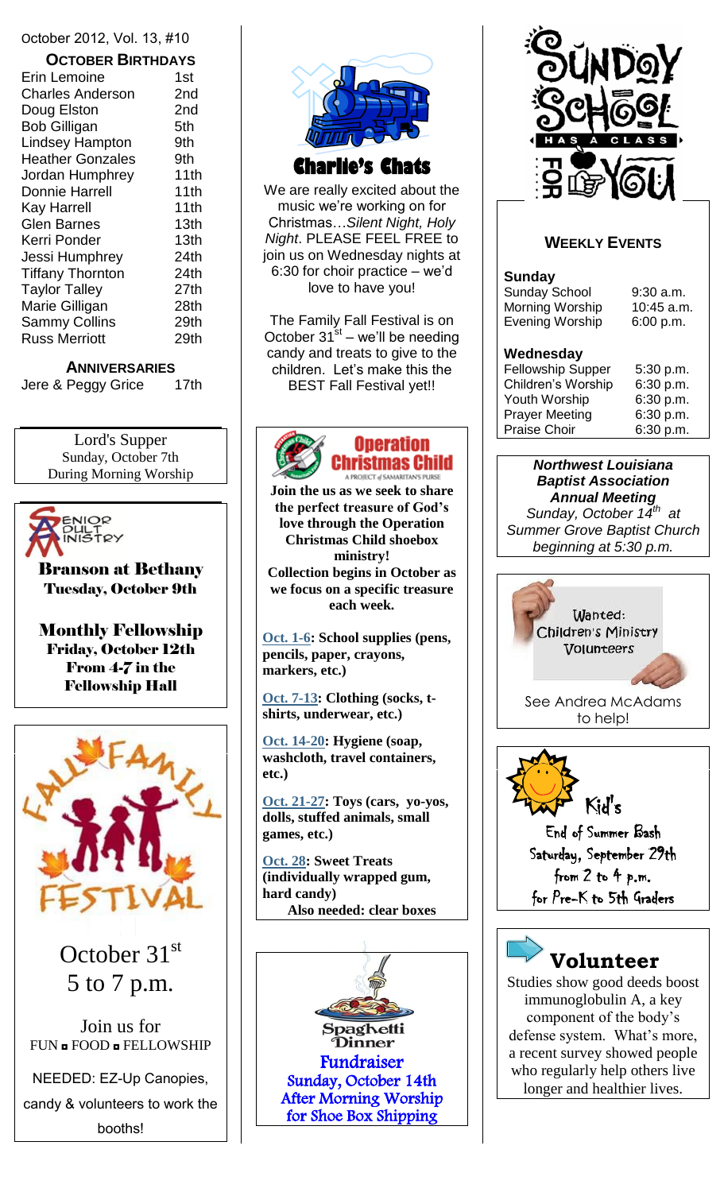October 2012, Vol. 13, #10

## OCTOBER BIRTHDAYS

| | |
|---|---|
| Erin Lemoine | 1st |
| Charles Anderson | 2nd |
| Doug Elston | 2nd |
| Bob Gilligan | 5th |
| Lindsey Hampton | 9th |
| Heather Gonzales | 9th |
| Jordan Humphrey | 11th |
| Donnie Harrell | 11th |
| Kay Harrell | 11th |
| Glen Barnes | 13th |
| Kerri Ponder | 13th |
| Jessi Humphrey | 24th |
| Tiffany Thornton | 24th |
| Taylor Talley | 27th |
| Marie Gilligan | 28th |
| Sammy Collins | 29th |
| Russ Merriott | 29th |

## ANNIVERSARIES

| | |
|---|---|
| Jere & Peggy Grice | 17th |

Lord's Supper
Sunday, October 7th
During Morning Worship

SENIOR ADULT MINISTRY

**Branson at Bethany**
**Tuesday, October 9th**

**Monthly Fellowship**
**Friday, October 12th**
**From 4-7 in the Fellowship Hall**

FALL FAMILY FESTIVAL

October 31st
5 to 7 p.m.

Join us for
FUN ▪ FOOD ▪ FELLOWSHIP

NEEDED: EZ-Up Canopies, candy & volunteers to work the booths!

## Charlie's Chats

We are really excited about the music we're working on for Christmas…*Silent Night, Holy Night*. PLEASE FEEL FREE to join us on Wednesday nights at 6:30 for choir practice – we'd love to have you!

The Family Fall Festival is on October 31st – we'll be needing candy and treats to give to the children. Let's make this the BEST Fall Festival yet!!

## Operation Christmas Child

A PROJECT of SAMARITAN'S PURSE

**Join the us as we seek to share the perfect treasure of God's love through the Operation Christmas Child shoebox ministry!**

**Collection begins in October as we focus on a specific treasure each week.**

**Oct. 1-6: School supplies (pens, pencils, paper, crayons, markers, etc.)**

**Oct. 7-13: Clothing (socks, t-shirts, underwear, etc.)**

**Oct. 14-20: Hygiene (soap, washcloth, travel containers, etc.)**

**Oct. 21-27: Toys (cars, yo-yos, dolls, stuffed animals, small games, etc.)**

**Oct. 28: Sweet Treats (individually wrapped gum, hard candy)**

**Also needed: clear boxes**

Spaghetti Dinner
Fundraiser
Sunday, October 14th
After Morning Worship
for Shoe Box Shipping

SUNDAY SCHOOL HAS A CLASS FOR YOU

## WEEKLY EVENTS

**Sunday**

| | |
|---|---|
| Sunday School | 9:30 a.m. |
| Morning Worship | 10:45 a.m. |
| Evening Worship | 6:00 p.m. |

**Wednesday**

| | |
|---|---|
| Fellowship Supper | 5:30 p.m. |
| Children's Worship | 6:30 p.m. |
| Youth Worship | 6:30 p.m. |
| Prayer Meeting | 6:30 p.m. |
| Praise Choir | 6:30 p.m. |

***Northwest Louisiana Baptist Association Annual Meeting***
*Sunday, October 14th at Summer Grove Baptist Church beginning at 5:30 p.m.*

Wanted:
Children's Ministry Volunteers

See Andrea McAdams to help!

Kid's
End of Summer Bash
Saturday, September 29th
from 2 to 4 p.m.
for Pre-K to 5th Graders

## Volunteer

Studies show good deeds boost immunoglobulin A, a key component of the body's defense system. What's more, a recent survey showed people who regularly help others live longer and healthier lives.